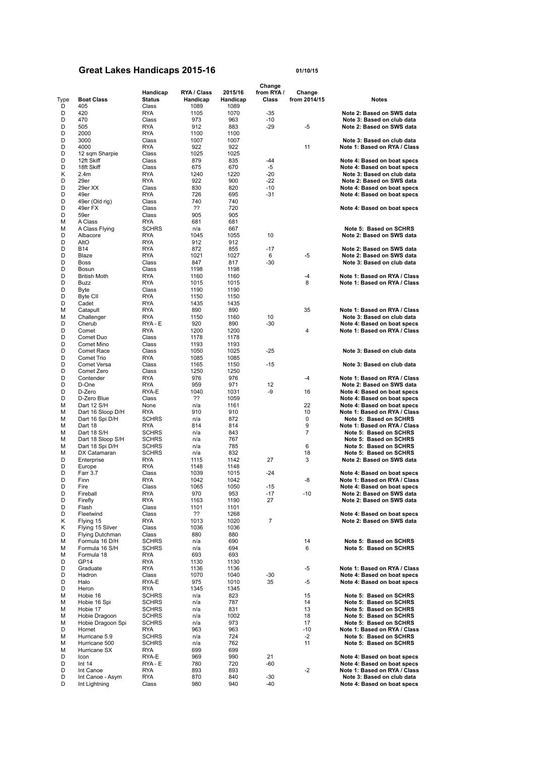# Great Lakes Handicaps 2015-16

01/10/15

| Type | Boat Class | Handicap Status | RYA / Class Handicap | 2015/16 Handicap | Change from RYA / Class | Change from 2014/15 | Notes |
|---|---|---|---|---|---|---|---|
| D | 405 | Class | 1089 | 1089 | | | |
| D | 420 | RYA | 1105 | 1070 | -35 | | Note 2: Based on SWS data |
| D | 470 | Class | 973 | 963 | -10 | | Note 3: Based on club data |
| D | 505 | RYA | 912 | 883 | -29 | -5 | Note 2: Based on SWS data |
| D | 2000 | RYA | 1100 | 1100 | | | |
| D | 3000 | Class | 1007 | 1007 | | | Note 3: Based on club data |
| D | 4000 | RYA | 922 | 922 | | 11 | Note 1: Based on RYA / Class |
| D | 12 sqm Sharpie | Class | 1025 | 1025 | | | |
| D | 12ft Skiff | Class | 879 | 835 | -44 | | Note 4: Based on boat specs |
| D | 18ft Skiff | Class | 675 | 670 | -5 | | Note 4: Based on boat specs |
| K | 2.4m | RYA | 1240 | 1220 | -20 | | Note 3: Based on club data |
| D | 29er | RYA | 922 | 900 | -22 | | Note 2: Based on SWS data |
| D | 29er XX | Class | 830 | 820 | -10 | | Note 4: Based on boat specs |
| D | 49er | RYA | 726 | 695 | -31 | | Note 4: Based on boat specs |
| D | 49er (Old rig) | Class | 740 | 740 | | | |
| D | 49er FX | Class | ?? | 720 | | | Note 4: Based on boat specs |
| D | 59er | Class | 905 | 905 | | | |
| M | A Class | RYA | 681 | 681 | | | |
| M | A Class Flying | SCHRS | n/a | 667 | | | Note 5: Based on SCHRS |
| D | Albacore | RYA | 1045 | 1055 | 10 | | Note 2: Based on SWS data |
| D | AltO | RYA | 912 | 912 | | | |
| D | B14 | RYA | 872 | 855 | -17 | | Note 2: Based on SWS data |
| D | Blaze | RYA | 1021 | 1027 | 6 | -5 | Note 2: Based on SWS data |
| D | Boss | Class | 847 | 817 | -30 | | Note 3: Based on club data |
| D | Bosun | Class | 1198 | 1198 | | | |
| D | British Moth | RYA | 1160 | 1160 | | -4 | Note 1: Based on RYA / Class |
| D | Buzz | RYA | 1015 | 1015 | | 8 | Note 1: Based on RYA / Class |
| D | Byte | Class | 1190 | 1190 | | | |
| D | Byte CII | RYA | 1150 | 1150 | | | |
| D | Cadet | RYA | 1435 | 1435 | | | |
| M | Catapult | RYA | 890 | 890 | | 35 | Note 1: Based on RYA / Class |
| M | Challenger | RYA | 1150 | 1160 | 10 | | Note 3: Based on club data |
| D | Cherub | RYA - E | 920 | 890 | -30 | | Note 4: Based on boat specs |
| D | Comet | RYA | 1200 | 1200 | | 4 | Note 1: Based on RYA / Class |
| D | Comet Duo | Class | 1178 | 1178 | | | |
| D | Comet Mino | Class | 1193 | 1193 | | | |
| D | Comet Race | Class | 1050 | 1025 | -25 | | Note 3: Based on club data |
| D | Comet Trio | RYA | 1085 | 1085 | | | |
| D | Comet Versa | Class | 1165 | 1150 | -15 | | Note 3: Based on club data |
| D | Comet Zero | Class | 1250 | 1250 | | | |
| D | Contender | RYA | 976 | 976 | | -4 | Note 1: Based on RYA / Class |
| D | D-One | RYA | 959 | 971 | 12 | | Note 2: Based on SWS data |
| D | D-Zero | RYA-E | 1040 | 1031 | -9 | 16 | Note 4: Based on boat specs |
| D | D-Zero Blue | Class | ?? | 1059 | | | Note 4: Based on boat specs |
| M | Dart 12 S/H | None | n/a | 1161 | | 22 | Note 4: Based on boat specs |
| M | Dart 16 Sloop D/H | RYA | 910 | 910 | | 10 | Note 1: Based on RYA / Class |
| M | Dart 16 Spi D/H | SCHRS | n/a | 872 | | 0 | Note 5: Based on SCHRS |
| M | Dart 18 | RYA | 814 | 814 | | 9 | Note 1: Based on RYA / Class |
| M | Dart 18 S/H | SCHRS | n/a | 843 | | 7 | Note 5: Based on SCHRS |
| M | Dart 18 Sloop S/H | SCHRS | n/a | 767 | | | Note 5: Based on SCHRS |
| M | Dart 18 Spi D/H | SCHRS | n/a | 785 | | 6 | Note 5: Based on SCHRS |
| M | DX Catamaran | SCHRS | n/a | 832 | | 18 | Note 5: Based on SCHRS |
| D | Enterprise | RYA | 1115 | 1142 | 27 | 3 | Note 2: Based on SWS data |
| D | Europe | RYA | 1148 | 1148 | | | |
| D | Farr 3.7 | Class | 1039 | 1015 | -24 | | Note 4: Based on boat specs |
| D | Finn | RYA | 1042 | 1042 | | -8 | Note 1: Based on RYA / Class |
| D | Fire | Class | 1065 | 1050 | -15 | | Note 4: Based on boat specs |
| D | Fireball | RYA | 970 | 953 | -17 | -10 | Note 2: Based on SWS data |
| D | Firefly | RYA | 1163 | 1190 | 27 | | Note 2: Based on SWS data |
| D | Flash | Class | 1101 | 1101 | | | |
| D | Fleetwind | Class | ?? | 1268 | | | Note 4: Based on boat specs |
| K | Flying 15 | RYA | 1013 | 1020 | 7 | | Note 2: Based on SWS data |
| K | Flying 15 Silver | Class | 1036 | 1036 | | | |
| D | Flying Dutchman | Class | 880 | 880 | | | |
| M | Formula 16 D/H | SCHRS | n/a | 690 | | 14 | Note 5: Based on SCHRS |
| M | Formula 16 S/H | SCHRS | n/a | 694 | | 6 | Note 5: Based on SCHRS |
| M | Formula 18 | RYA | 693 | 693 | | | |
| D | GP14 | RYA | 1130 | 1130 | | | |
| D | Graduate | RYA | 1136 | 1136 | | -5 | Note 1: Based on RYA / Class |
| D | Hadron | Class | 1070 | 1040 | -30 | | Note 4: Based on boat specs |
| D | Halo | RYA-E | 975 | 1010 | 35 | -5 | Note 4: Based on boat specs |
| D | Heron | RYA | 1345 | 1345 | | | |
| M | Hobie 16 | SCHRS | n/a | 823 | | 15 | Note 5: Based on SCHRS |
| M | Hobie 16 Spi | SCHRS | n/a | 787 | | 14 | Note 5: Based on SCHRS |
| M | Hobie 17 | SCHRS | n/a | 831 | | 13 | Note 5: Based on SCHRS |
| M | Hobie Dragoon | SCHRS | n/a | 1002 | | 18 | Note 5: Based on SCHRS |
| M | Hobie Dragoon Spi | SCHRS | n/a | 973 | | 17 | Note 5: Based on SCHRS |
| D | Hornet | RYA | 963 | 963 | | -10 | Note 1: Based on RYA / Class |
| M | Hurricane 5.9 | SCHRS | n/a | 724 | | -2 | Note 5: Based on SCHRS |
| M | Hurricane 500 | SCHRS | n/a | 762 | | 11 | Note 5: Based on SCHRS |
| M | Hurricane SX | RYA | 699 | 699 | | | |
| D | Icon | RYA-E | 969 | 990 | 21 | | Note 4: Based on boat specs |
| D | Int 14 | RYA - E | 780 | 720 | -60 | | Note 4: Based on boat specs |
| D | Int Canoe | RYA | 893 | 893 | | -2 | Note 1: Based on RYA / Class |
| D | Int Canoe - Asym | RYA | 870 | 840 | -30 | | Note 3: Based on club data |
| D | Int Lightning | Class | 980 | 940 | -40 | | Note 4: Based on boat specs |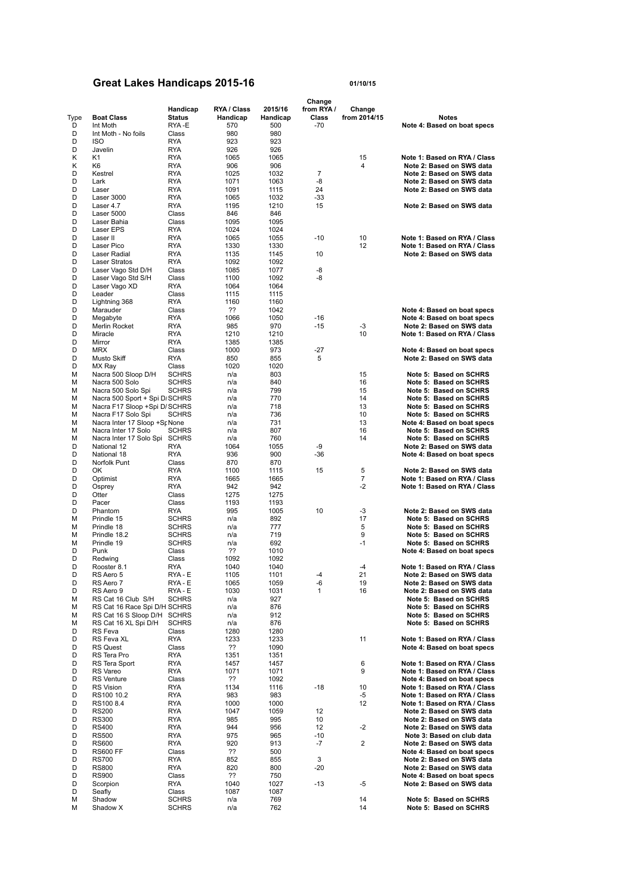# Great Lakes Handicaps 2015-16

01/10/15

| Type | Boat Class | Handicap Status | RYA / Class Handicap | 2015/16 Handicap | Change from RYA / Class | Change from 2014/15 | Notes |
|---|---|---|---|---|---|---|---|
| D | Int Moth | RYA -E | 570 | 500 | -70 | | Note 4: Based on boat specs |
| D | Int Moth - No foils | Class | 980 | 980 | | | |
| D | ISO | RYA | 923 | 923 | | | |
| D | Javelin | RYA | 926 | 926 | | | |
| K | K1 | RYA | 1065 | 1065 | | 15 | Note 1: Based on RYA / Class |
| K | K6 | RYA | 906 | 906 | | 4 | Note 2: Based on SWS data |
| D | Kestrel | RYA | 1025 | 1032 | 7 | | Note 2: Based on SWS data |
| D | Lark | RYA | 1071 | 1063 | -8 | | Note 2: Based on SWS data |
| D | Laser | RYA | 1091 | 1115 | 24 | | Note 2: Based on SWS data |
| D | Laser 3000 | RYA | 1065 | 1032 | -33 | | |
| D | Laser 4.7 | RYA | 1195 | 1210 | 15 | | Note 2: Based on SWS data |
| D | Laser 5000 | Class | 846 | 846 | | | |
| D | Laser Bahia | Class | 1095 | 1095 | | | |
| D | Laser EPS | RYA | 1024 | 1024 | | | |
| D | Laser II | RYA | 1065 | 1055 | -10 | 10 | Note 1: Based on RYA / Class |
| D | Laser Pico | RYA | 1330 | 1330 | | 12 | Note 1: Based on RYA / Class |
| D | Laser Radial | RYA | 1135 | 1145 | 10 | | Note 2: Based on SWS data |
| D | Laser Stratos | RYA | 1092 | 1092 | | | |
| D | Laser Vago Std D/H | Class | 1085 | 1077 | -8 | | |
| D | Laser Vago Std S/H | Class | 1100 | 1092 | -8 | | |
| D | Laser Vago XD | RYA | 1064 | 1064 | | | |
| D | Leader | Class | 1115 | 1115 | | | |
| D | Lightning 368 | RYA | 1160 | 1160 | | | |
| D | Marauder | Class | ?? | 1042 | | | Note 4: Based on boat specs |
| D | Megabyte | RYA | 1066 | 1050 | -16 | | Note 4: Based on boat specs |
| D | Merlin Rocket | RYA | 985 | 970 | -15 | -3 | Note 2: Based on SWS data |
| D | Miracle | RYA | 1210 | 1210 | | 10 | Note 1: Based on RYA / Class |
| D | Mirror | RYA | 1385 | 1385 | | | |
| D | MRX | Class | 1000 | 973 | -27 | | Note 4: Based on boat specs |
| D | Musto Skiff | RYA | 850 | 855 | 5 | | Note 2: Based on SWS data |
| D | MX Ray | Class | 1020 | 1020 | | | |
| M | Nacra 500 Sloop D/H | SCHRS | n/a | 803 | | 15 | Note 5: Based on SCHRS |
| M | Nacra 500 Solo | SCHRS | n/a | 840 | | 16 | Note 5: Based on SCHRS |
| M | Nacra 500 Solo Spi | SCHRS | n/a | 799 | | 15 | Note 5: Based on SCHRS |
| M | Nacra 500 Sport + Spi D/ | SCHRS | n/a | 770 | | 14 | Note 5: Based on SCHRS |
| M | Nacra F17 Sloop +Spi D/ | SCHRS | n/a | 718 | | 13 | Note 5: Based on SCHRS |
| M | Nacra F17 Solo Spi | SCHRS | n/a | 736 | | 10 | Note 5: Based on SCHRS |
| M | Nacra Inter 17 Sloop +Sp | None | n/a | 731 | | 13 | Note 4: Based on boat specs |
| M | Nacra Inter 17 Solo | SCHRS | n/a | 807 | | 16 | Note 5: Based on SCHRS |
| M | Nacra Inter 17 Solo Spi | SCHRS | n/a | 760 | | 14 | Note 5: Based on SCHRS |
| D | National 12 | RYA | 1064 | 1055 | -9 | | Note 2: Based on SWS data |
| D | National 18 | RYA | 936 | 900 | -36 | | Note 4: Based on boat specs |
| D | Norfolk Punt | Class | 870 | 870 | | | |
| D | OK | RYA | 1100 | 1115 | 15 | 5 | Note 2: Based on SWS data |
| D | Optimist | RYA | 1665 | 1665 | | 7 | Note 1: Based on RYA / Class |
| D | Osprey | RYA | 942 | 942 | | -2 | Note 1: Based on RYA / Class |
| D | Otter | Class | 1275 | 1275 | | | |
| D | Pacer | Class | 1193 | 1193 | | | |
| D | Phantom | RYA | 995 | 1005 | 10 | -3 | Note 2: Based on SWS data |
| M | Prindle 15 | SCHRS | n/a | 892 | | 17 | Note 5: Based on SCHRS |
| M | Prindle 18 | SCHRS | n/a | 777 | | 5 | Note 5: Based on SCHRS |
| M | Prindle 18.2 | SCHRS | n/a | 719 | | 9 | Note 5: Based on SCHRS |
| M | Prindle 19 | SCHRS | n/a | 692 | | -1 | Note 5: Based on SCHRS |
| D | Punk | Class | ?? | 1010 | | | Note 4: Based on boat specs |
| D | Redwing | Class | 1092 | 1092 | | | |
| D | Rooster 8.1 | RYA | 1040 | 1040 | | -4 | Note 1: Based on RYA / Class |
| D | RS Aero 5 | RYA - E | 1105 | 1101 | -4 | 21 | Note 2: Based on SWS data |
| D | RS Aero 7 | RYA - E | 1065 | 1059 | -6 | 19 | Note 2: Based on SWS data |
| D | RS Aero 9 | RYA - E | 1030 | 1031 | 1 | 16 | Note 2: Based on SWS data |
| M | RS Cat 16 Club S/H | SCHRS | n/a | 927 | | | Note 5: Based on SCHRS |
| M | RS Cat 16 Race Spi D/H | SCHRS | n/a | 876 | | | Note 5: Based on SCHRS |
| M | RS Cat 16 S Sloop D/H | SCHRS | n/a | 912 | | | Note 5: Based on SCHRS |
| M | RS Cat 16 XL Spi D/H | SCHRS | n/a | 876 | | | Note 5: Based on SCHRS |
| D | RS Feva | Class | 1280 | 1280 | | | |
| D | RS Feva XL | RYA | 1233 | 1233 | | 11 | Note 1: Based on RYA / Class |
| D | RS Quest | Class | ?? | 1090 | | | Note 4: Based on boat specs |
| D | RS Tera Pro | RYA | 1351 | 1351 | | | |
| D | RS Tera Sport | RYA | 1457 | 1457 | | 6 | Note 1: Based on RYA / Class |
| D | RS Vareo | RYA | 1071 | 1071 | | 9 | Note 1: Based on RYA / Class |
| D | RS Venture | Class | ?? | 1092 | | | Note 4: Based on boat specs |
| D | RS Vision | RYA | 1134 | 1116 | -18 | 10 | Note 1: Based on RYA / Class |
| D | RS100 10.2 | RYA | 983 | 983 | | -5 | Note 1: Based on RYA / Class |
| D | RS100 8.4 | RYA | 1000 | 1000 | | 12 | Note 1: Based on RYA / Class |
| D | RS200 | RYA | 1047 | 1059 | 12 | | Note 2: Based on SWS data |
| D | RS300 | RYA | 985 | 995 | 10 | | Note 2: Based on SWS data |
| D | RS400 | RYA | 944 | 956 | 12 | -2 | Note 2: Based on SWS data |
| D | RS500 | RYA | 975 | 965 | -10 | | Note 3: Based on club data |
| D | RS600 | RYA | 920 | 913 | -7 | 2 | Note 2: Based on SWS data |
| D | RS600 FF | Class | ?? | 500 | | | Note 4: Based on boat specs |
| D | RS700 | RYA | 852 | 855 | 3 | | Note 2: Based on SWS data |
| D | RS800 | RYA | 820 | 800 | -20 | | Note 2: Based on SWS data |
| D | RS900 | Class | ?? | 750 | | | Note 4: Based on boat specs |
| D | Scorpion | RYA | 1040 | 1027 | -13 | -5 | Note 2: Based on SWS data |
| D | Seafly | Class | 1087 | 1087 | | | |
| M | Shadow | SCHRS | n/a | 769 | | 14 | Note 5: Based on SCHRS |
| M | Shadow X | SCHRS | n/a | 762 | | 14 | Note 5: Based on SCHRS |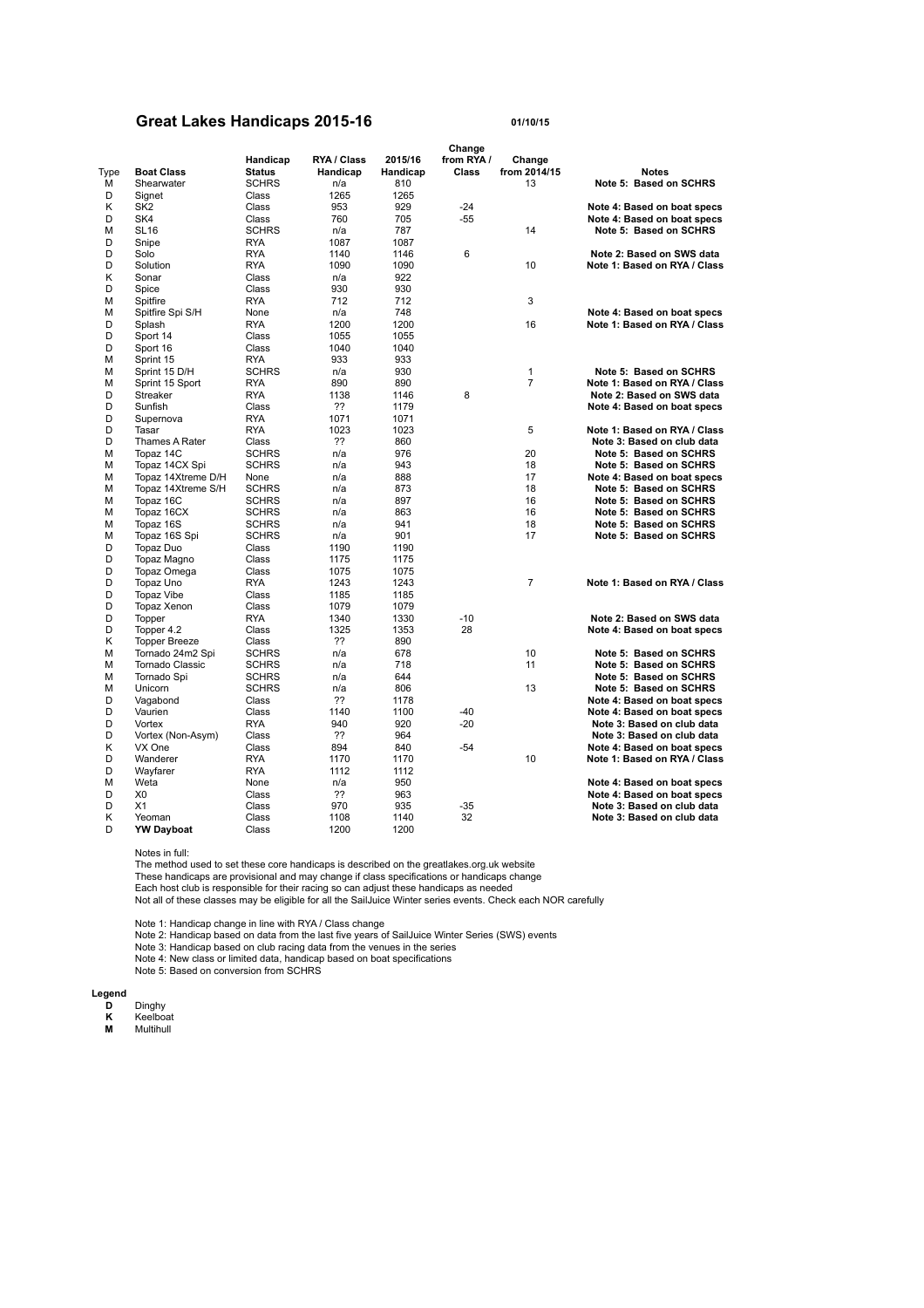# Great Lakes Handicaps 2015-16

01/10/15

| Type | Boat Class | Handicap Status | RYA / Class Handicap | 2015/16 Handicap | Change from RYA / Class | Change from 2014/15 | Notes |
|---|---|---|---|---|---|---|---|
| M | Shearwater | SCHRS | n/a | 810 | | 13 | **Note 5: Based on SCHRS** |
| D | Signet | Class | 1265 | 1265 | | | |
| K | SK2 | Class | 953 | 929 | -24 | | **Note 4: Based on boat specs** |
| D | SK4 | Class | 760 | 705 | -55 | | **Note 4: Based on boat specs** |
| M | SL16 | SCHRS | n/a | 787 | | 14 | **Note 5: Based on SCHRS** |
| D | Snipe | RYA | 1087 | 1087 | | | |
| D | Solo | RYA | 1140 | 1146 | 6 | | **Note 2: Based on SWS data** |
| D | Solution | RYA | 1090 | 1090 | | 10 | **Note 1: Based on RYA / Class** |
| K | Sonar | Class | n/a | 922 | | | |
| D | Spice | Class | 930 | 930 | | | |
| M | Spitfire | RYA | 712 | 712 | | 3 | |
| M | Spitfire Spi S/H | None | n/a | 748 | | | **Note 4: Based on boat specs** |
| D | Splash | RYA | 1200 | 1200 | | 16 | **Note 1: Based on RYA / Class** |
| D | Sport 14 | Class | 1055 | 1055 | | | |
| D | Sport 16 | Class | 1040 | 1040 | | | |
| M | Sprint 15 | RYA | 933 | 933 | | | |
| M | Sprint 15 D/H | SCHRS | n/a | 930 | | 1 | **Note 5: Based on SCHRS** |
| M | Sprint 15 Sport | RYA | 890 | 890 | | 7 | **Note 1: Based on RYA / Class** |
| D | Streaker | RYA | 1138 | 1146 | 8 | | **Note 2: Based on SWS data** |
| D | Sunfish | Class | ?? | 1179 | | | **Note 4: Based on boat specs** |
| D | Supernova | RYA | 1071 | 1071 | | | |
| D | Tasar | RYA | 1023 | 1023 | | 5 | **Note 1: Based on RYA / Class** |
| D | Thames A Rater | Class | ?? | 860 | | | **Note 3: Based on club data** |
| M | Topaz 14C | SCHRS | n/a | 976 | | 20 | **Note 5: Based on SCHRS** |
| M | Topaz 14CX Spi | SCHRS | n/a | 943 | | 18 | **Note 5: Based on SCHRS** |
| M | Topaz 14Xtreme D/H | None | n/a | 888 | | 17 | **Note 4: Based on boat specs** |
| M | Topaz 14Xtreme S/H | SCHRS | n/a | 873 | | 18 | **Note 5: Based on SCHRS** |
| M | Topaz 16C | SCHRS | n/a | 897 | | 16 | **Note 5: Based on SCHRS** |
| M | Topaz 16CX | SCHRS | n/a | 863 | | 16 | **Note 5: Based on SCHRS** |
| M | Topaz 16S | SCHRS | n/a | 941 | | 18 | **Note 5: Based on SCHRS** |
| M | Topaz 16S Spi | SCHRS | n/a | 901 | | 17 | **Note 5: Based on SCHRS** |
| D | Topaz Duo | Class | 1190 | 1190 | | | |
| D | Topaz Magno | Class | 1175 | 1175 | | | |
| D | Topaz Omega | Class | 1075 | 1075 | | | |
| D | Topaz Uno | RYA | 1243 | 1243 | | 7 | **Note 1: Based on RYA / Class** |
| D | Topaz Vibe | Class | 1185 | 1185 | | | |
| D | Topaz Xenon | Class | 1079 | 1079 | | | |
| D | Topper | RYA | 1340 | 1330 | -10 | | **Note 2: Based on SWS data** |
| D | Topper 4.2 | Class | 1325 | 1353 | 28 | | **Note 4: Based on boat specs** |
| K | Topper Breeze | Class | ?? | 890 | | | |
| M | Tornado 24m2 Spi | SCHRS | n/a | 678 | | 10 | **Note 5: Based on SCHRS** |
| M | Tornado Classic | SCHRS | n/a | 718 | | 11 | **Note 5: Based on SCHRS** |
| M | Tornado Spi | SCHRS | n/a | 644 | | | **Note 5: Based on SCHRS** |
| M | Unicorn | SCHRS | n/a | 806 | | 13 | **Note 5: Based on SCHRS** |
| D | Vagabond | Class | ?? | 1178 | | | **Note 4: Based on boat specs** |
| D | Vaurien | Class | 1140 | 1100 | -40 | | **Note 4: Based on boat specs** |
| D | Vortex | RYA | 940 | 920 | -20 | | **Note 3: Based on club data** |
| D | Vortex (Non-Asym) | Class | ?? | 964 | | | **Note 3: Based on club data** |
| K | VX One | Class | 894 | 840 | -54 | | **Note 4: Based on boat specs** |
| D | Wanderer | RYA | 1170 | 1170 | | 10 | **Note 1: Based on RYA / Class** |
| D | Wayfarer | RYA | 1112 | 1112 | | | |
| M | Weta | None | n/a | 950 | | | **Note 4: Based on boat specs** |
| D | X0 | Class | ?? | 963 | | | **Note 4: Based on boat specs** |
| D | X1 | Class | 970 | 935 | -35 | | **Note 3: Based on club data** |
| K | Yeoman | Class | 1108 | 1140 | 32 | | **Note 3: Based on club data** |
| D | **YW Dayboat** | Class | 1200 | 1200 | | | |

Notes in full:
The method used to set these core handicaps is described on the greatlakes.org.uk website
These handicaps are provisional and may change if class specifications or handicaps change
Each host club is responsible for their racing so can adjust these handicaps as needed
Not all of these classes may be eligible for all the SailJuice Winter series events. Check each NOR carefully

Note 1: Handicap change in line with RYA / Class change
Note 2: Handicap based on data from the last five years of SailJuice Winter Series (SWS) events
Note 3: Handicap based on club racing data from the venues in the series
Note 4: New class or limited data, handicap based on boat specifications
Note 5: Based on conversion from SCHRS

**Legend**

**D** Dinghy
**K** Keelboat
**M** Multihull